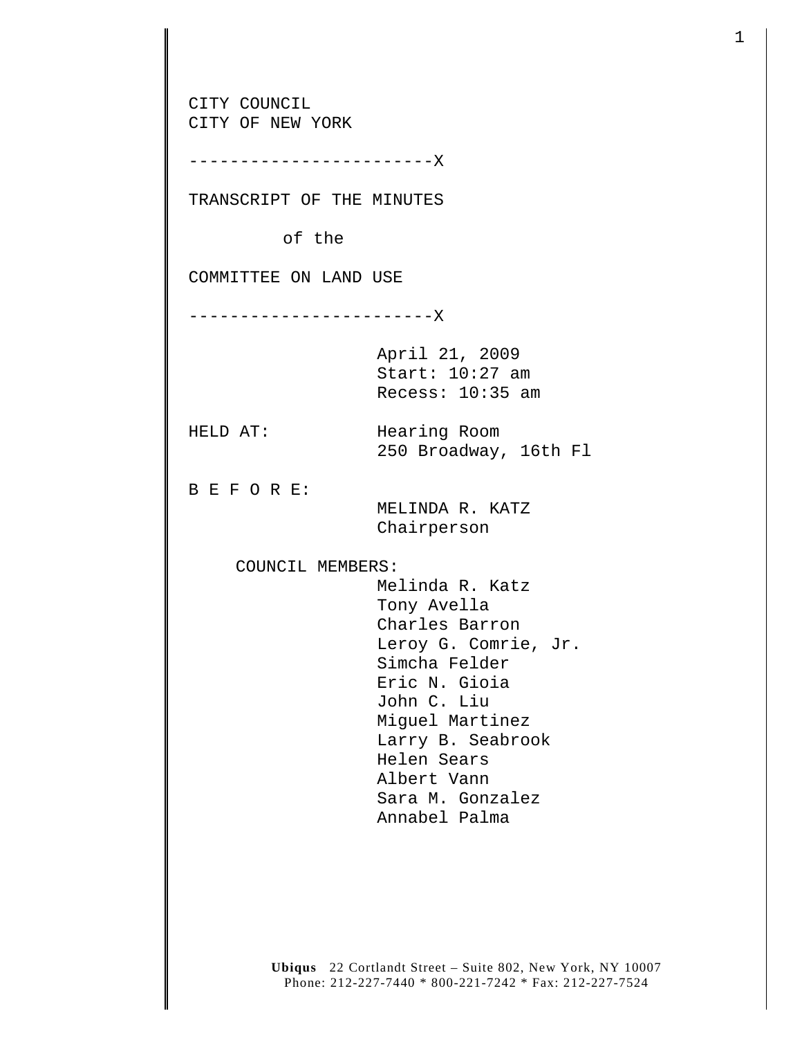CITY COUNCIL
CITY OF NEW YORK

------------------------X

TRANSCRIPT OF THE MINUTES

of the

COMMITTEE ON LAND USE

------------------------X

April 21, 2009
Start: 10:27 am
Recess: 10:35 am

HELD AT: Hearing Room
250 Broadway, 16th Fl

B E F O R E:
MELINDA R. KATZ
Chairperson

COUNCIL MEMBERS:
Melinda R. Katz
Tony Avella
Charles Barron
Leroy G. Comrie, Jr.
Simcha Felder
Eric N. Gioia
John C. Liu
Miguel Martinez
Larry B. Seabrook
Helen Sears
Albert Vann
Sara M. Gonzalez
Annabel Palma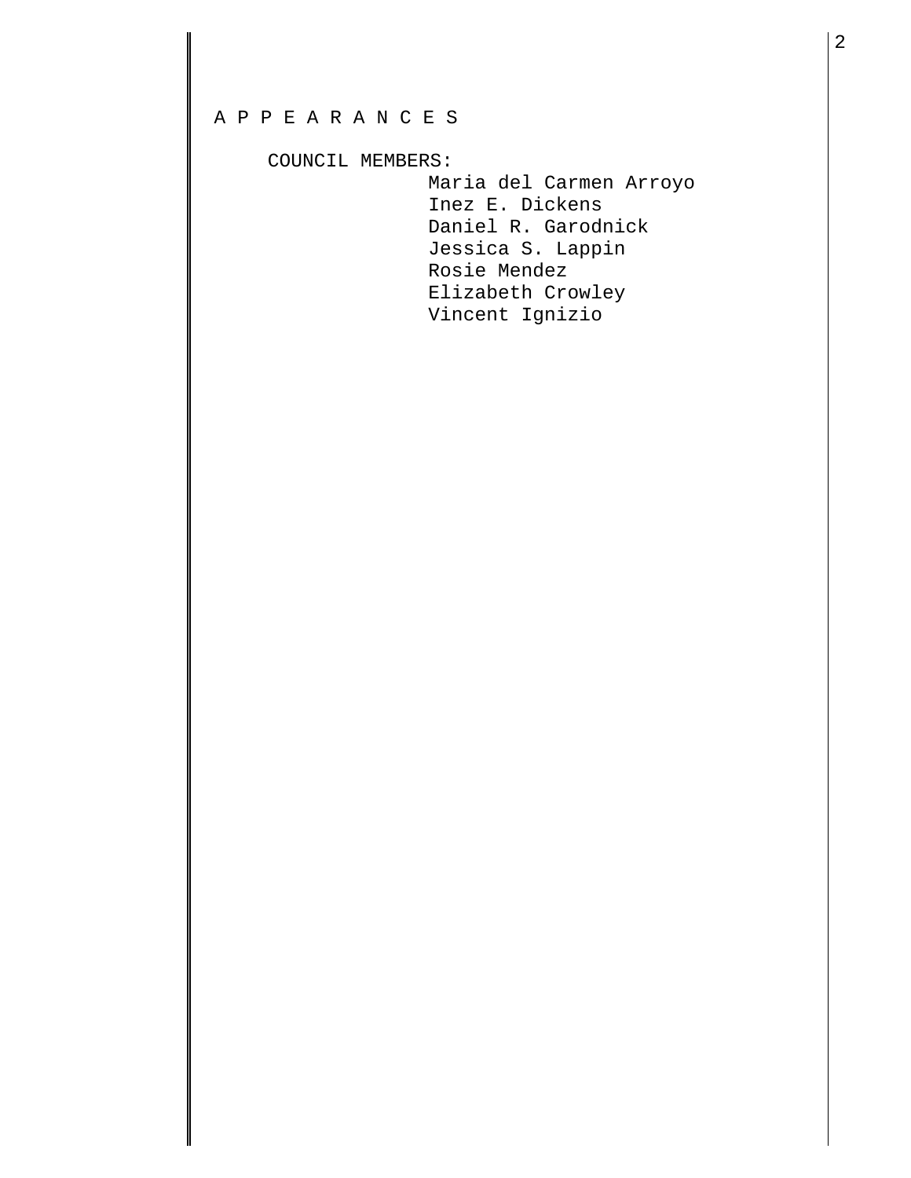A P P E A R A N C E S

COUNCIL MEMBERS:

Maria del Carmen Arroyo
Inez E. Dickens
Daniel R. Garodnick
Jessica S. Lappin
Rosie Mendez
Elizabeth Crowley
Vincent Ignizio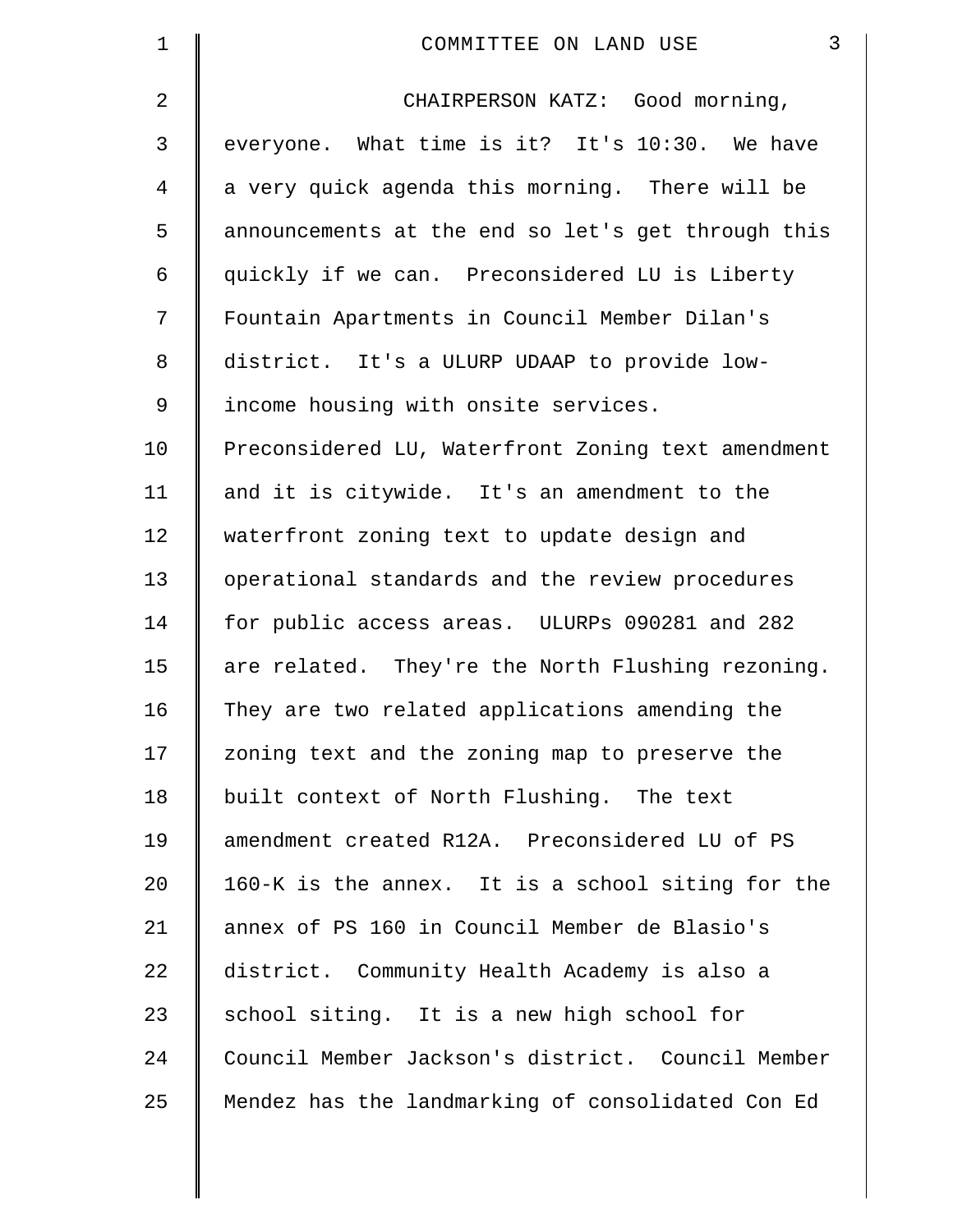CHAIRPERSON KATZ: Good morning, everyone. What time is it? It's 10:30. We have a very quick agenda this morning. There will be announcements at the end so let's get through this quickly if we can. Preconsidered LU is Liberty Fountain Apartments in Council Member Dilan's district. It's a ULURP UDAAP to provide low-income housing with onsite services. Preconsidered LU, Waterfront Zoning text amendment and it is citywide. It's an amendment to the waterfront zoning text to update design and operational standards and the review procedures for public access areas. ULURPs 090281 and 282 are related. They're the North Flushing rezoning. They are two related applications amending the zoning text and the zoning map to preserve the built context of North Flushing. The text amendment created R12A. Preconsidered LU of PS 160-K is the annex. It is a school siting for the annex of PS 160 in Council Member de Blasio's district. Community Health Academy is also a school siting. It is a new high school for Council Member Jackson's district. Council Member Mendez has the landmarking of consolidated Con Ed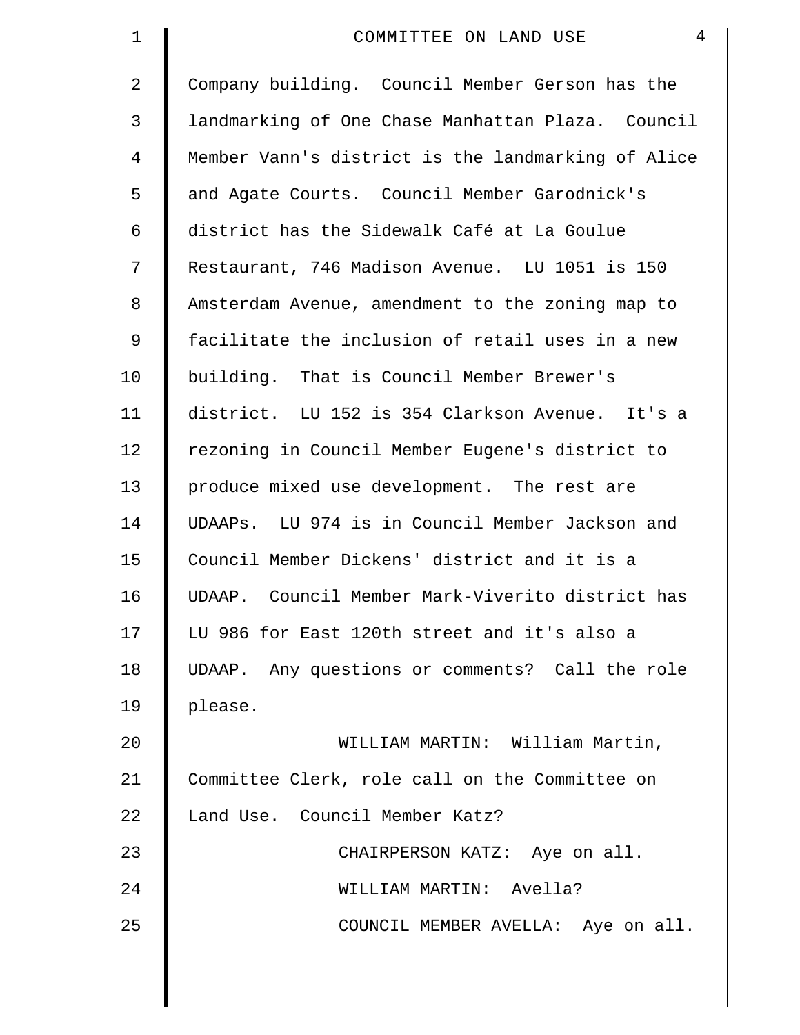Company building. Council Member Gerson has the landmarking of One Chase Manhattan Plaza. Council Member Vann's district is the landmarking of Alice and Agate Courts. Council Member Garodnick's district has the Sidewalk Café at La Goulue Restaurant, 746 Madison Avenue. LU 1051 is 150 Amsterdam Avenue, amendment to the zoning map to facilitate the inclusion of retail uses in a new building. That is Council Member Brewer's district. LU 152 is 354 Clarkson Avenue. It's a rezoning in Council Member Eugene's district to produce mixed use development. The rest are UDAAPs. LU 974 is in Council Member Jackson and Council Member Dickens' district and it is a UDAAP. Council Member Mark-Viverito district has LU 986 for East 120th street and it's also a UDAAP. Any questions or comments? Call the role please.

WILLIAM MARTIN: William Martin, Committee Clerk, role call on the Committee on Land Use. Council Member Katz?

CHAIRPERSON KATZ: Aye on all.

WILLIAM MARTIN: Avella?

COUNCIL MEMBER AVELLA: Aye on all.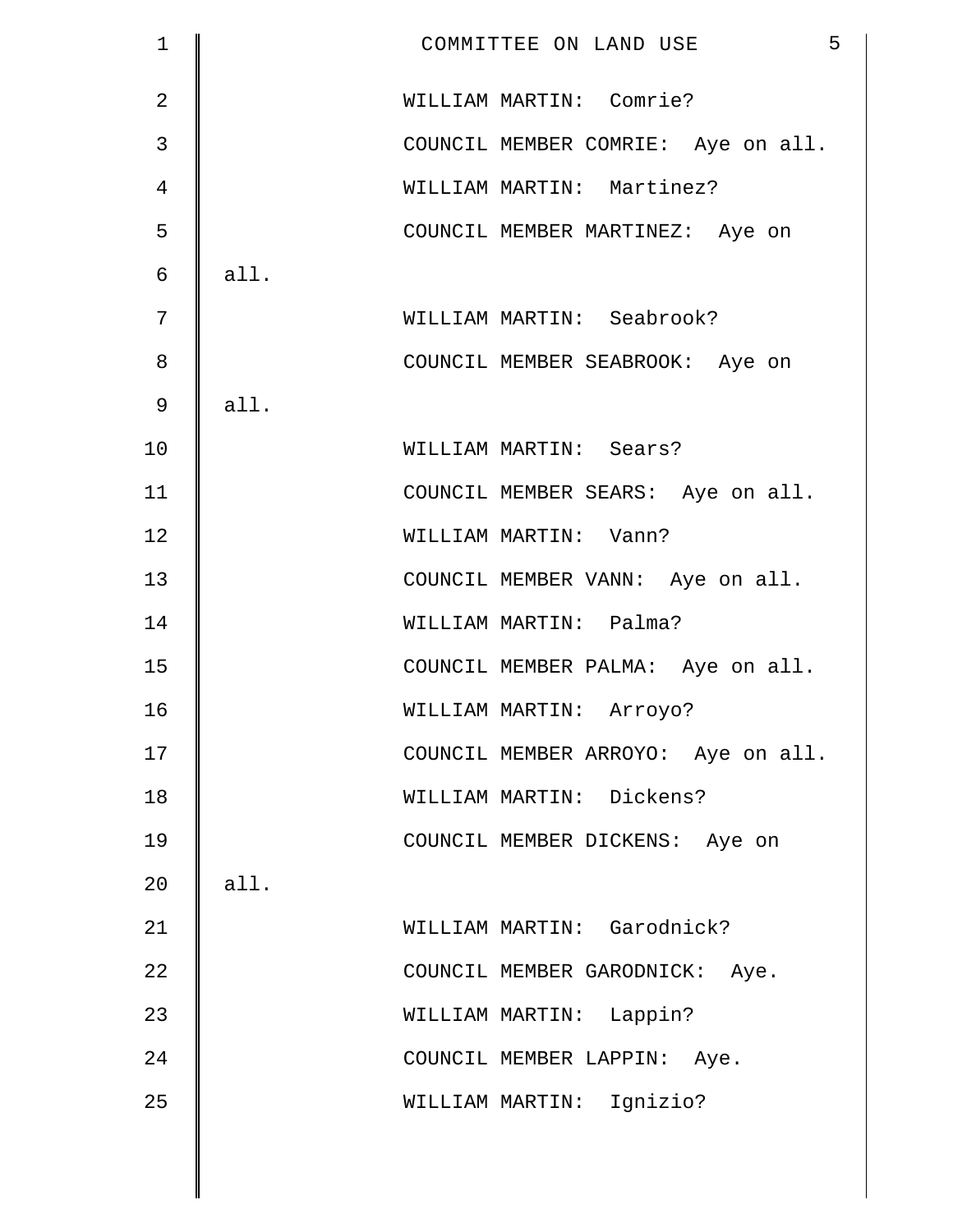WILLIAM MARTIN: Comrie?

COUNCIL MEMBER COMRIE: Aye on all.

WILLIAM MARTIN: Martinez?

COUNCIL MEMBER MARTINEZ: Aye on all.

WILLIAM MARTIN: Seabrook?

COUNCIL MEMBER SEABROOK: Aye on all.

WILLIAM MARTIN: Sears?

COUNCIL MEMBER SEARS: Aye on all.

WILLIAM MARTIN: Vann?

COUNCIL MEMBER VANN: Aye on all.

WILLIAM MARTIN: Palma?

COUNCIL MEMBER PALMA: Aye on all.

WILLIAM MARTIN: Arroyo?

COUNCIL MEMBER ARROYO: Aye on all.

WILLIAM MARTIN: Dickens?

COUNCIL MEMBER DICKENS: Aye on all.

WILLIAM MARTIN: Garodnick?

COUNCIL MEMBER GARODNICK: Aye.

WILLIAM MARTIN: Lappin?

COUNCIL MEMBER LAPPIN: Aye.

WILLIAM MARTIN: Ignizio?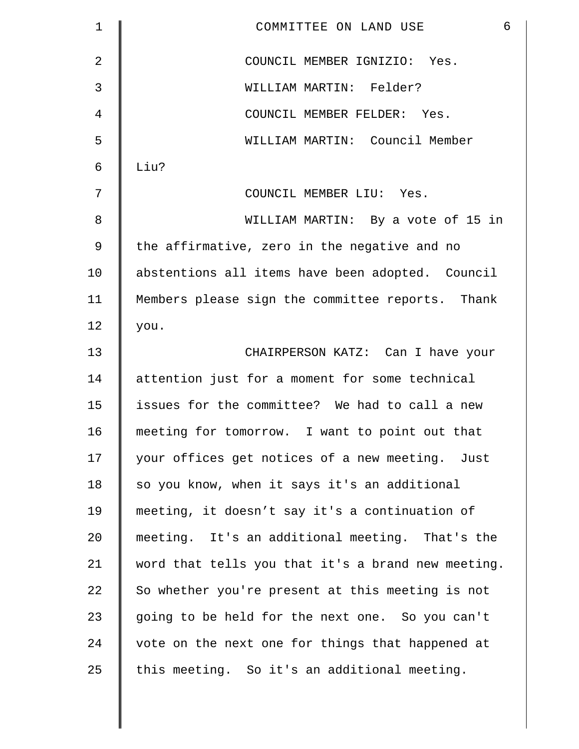COUNCIL MEMBER IGNIZIO: Yes.

WILLIAM MARTIN: Felder?

COUNCIL MEMBER FELDER: Yes.

WILLIAM MARTIN: Council Member Liu?

COUNCIL MEMBER LIU: Yes.

WILLIAM MARTIN: By a vote of 15 in the affirmative, zero in the negative and no abstentions all items have been adopted. Council Members please sign the committee reports. Thank you.

CHAIRPERSON KATZ: Can I have your attention just for a moment for some technical issues for the committee? We had to call a new meeting for tomorrow. I want to point out that your offices get notices of a new meeting. Just so you know, when it says it's an additional meeting, it doesn’t say it's a continuation of meeting. It's an additional meeting. That's the word that tells you that it's a brand new meeting. So whether you're present at this meeting is not going to be held for the next one. So you can't vote on the next one for things that happened at this meeting. So it's an additional meeting.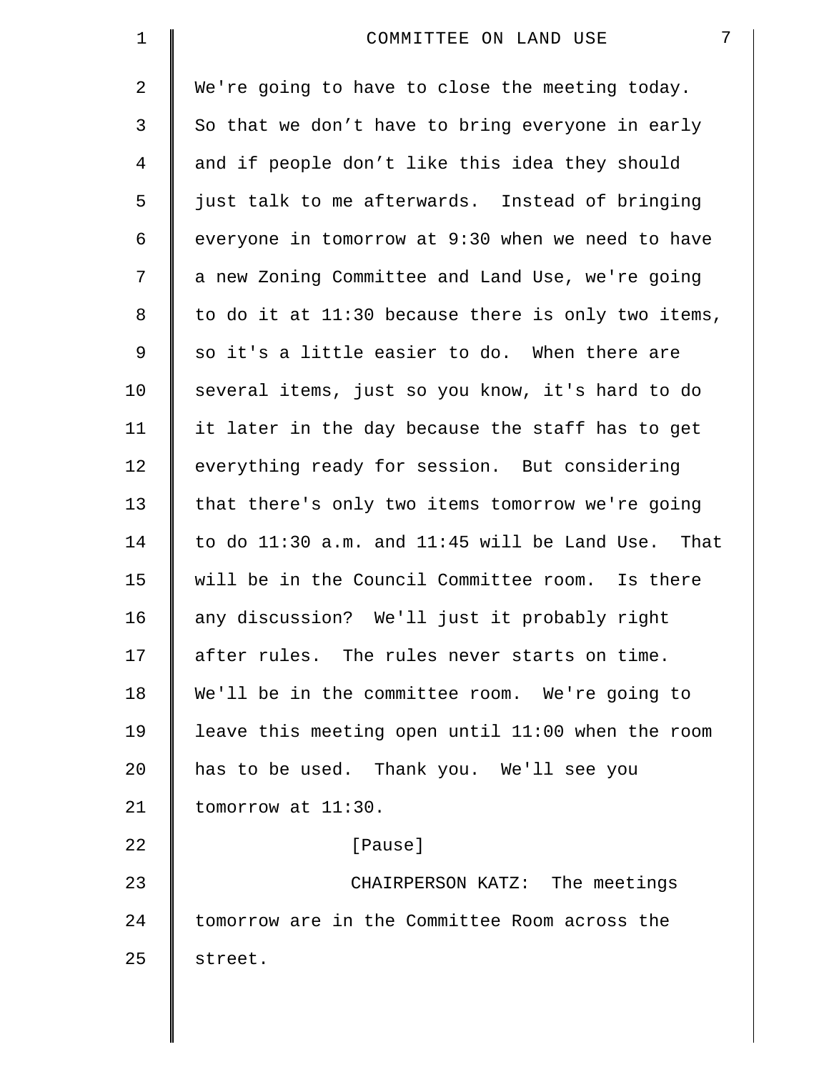We're going to have to close the meeting today. So that we don't have to bring everyone in early and if people don't like this idea they should just talk to me afterwards. Instead of bringing everyone in tomorrow at 9:30 when we need to have a new Zoning Committee and Land Use, we're going to do it at 11:30 because there is only two items, so it's a little easier to do. When there are several items, just so you know, it's hard to do it later in the day because the staff has to get everything ready for session. But considering that there's only two items tomorrow we're going to do 11:30 a.m. and 11:45 will be Land Use. That will be in the Council Committee room. Is there any discussion? We'll just it probably right after rules. The rules never starts on time. We'll be in the committee room. We're going to leave this meeting open until 11:00 when the room has to be used. Thank you. We'll see you tomorrow at 11:30.

[Pause]

CHAIRPERSON KATZ: The meetings tomorrow are in the Committee Room across the street.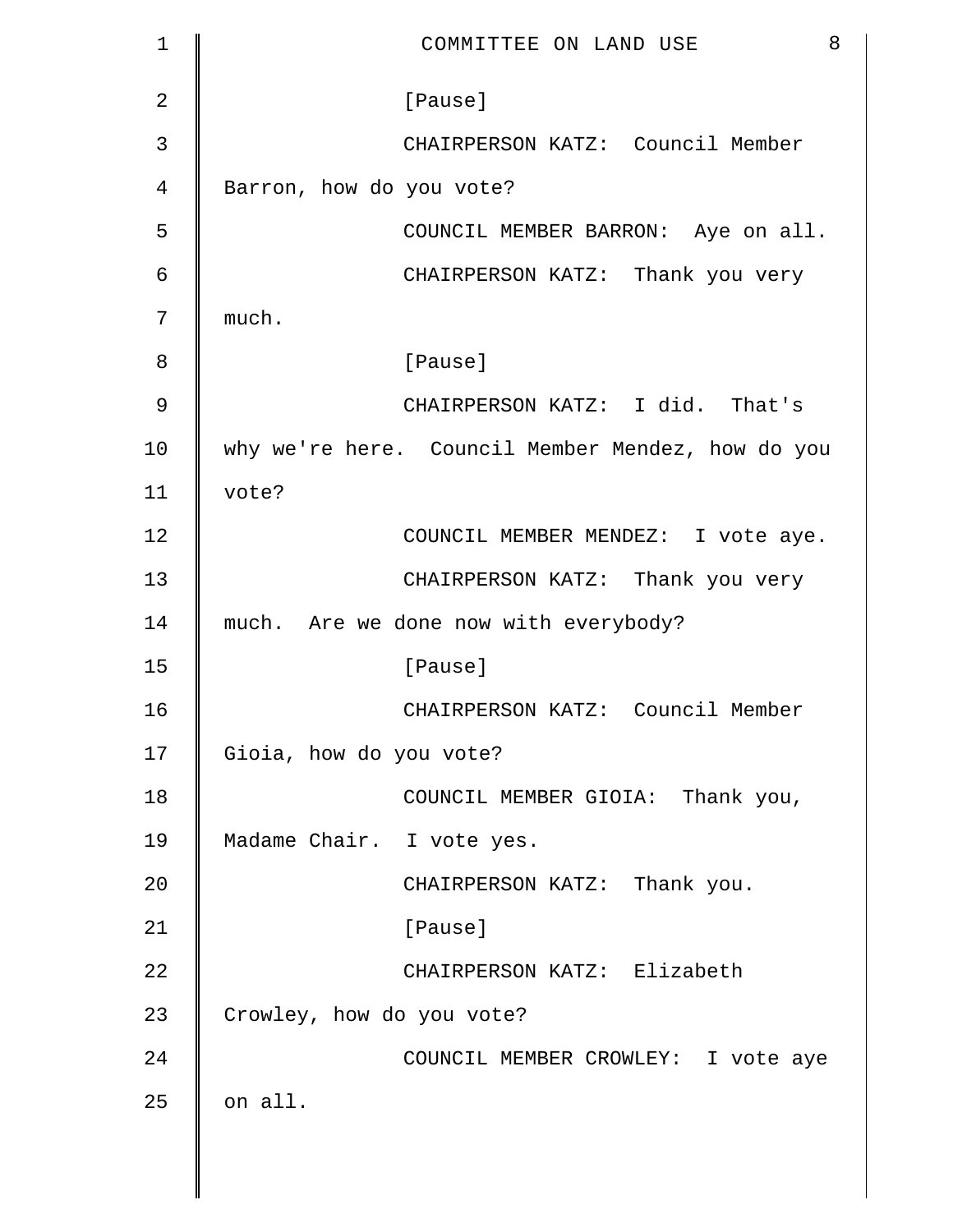[Pause]

CHAIRPERSON KATZ: Council Member Barron, how do you vote?

COUNCIL MEMBER BARRON: Aye on all.

CHAIRPERSON KATZ: Thank you very much.

[Pause]

CHAIRPERSON KATZ: I did. That's why we're here. Council Member Mendez, how do you vote?

COUNCIL MEMBER MENDEZ: I vote aye.

CHAIRPERSON KATZ: Thank you very much. Are we done now with everybody?

[Pause]

CHAIRPERSON KATZ: Council Member Gioia, how do you vote?

COUNCIL MEMBER GIOIA: Thank you, Madame Chair. I vote yes.

CHAIRPERSON KATZ: Thank you.

[Pause]

CHAIRPERSON KATZ: Elizabeth Crowley, how do you vote?

COUNCIL MEMBER CROWLEY: I vote aye on all.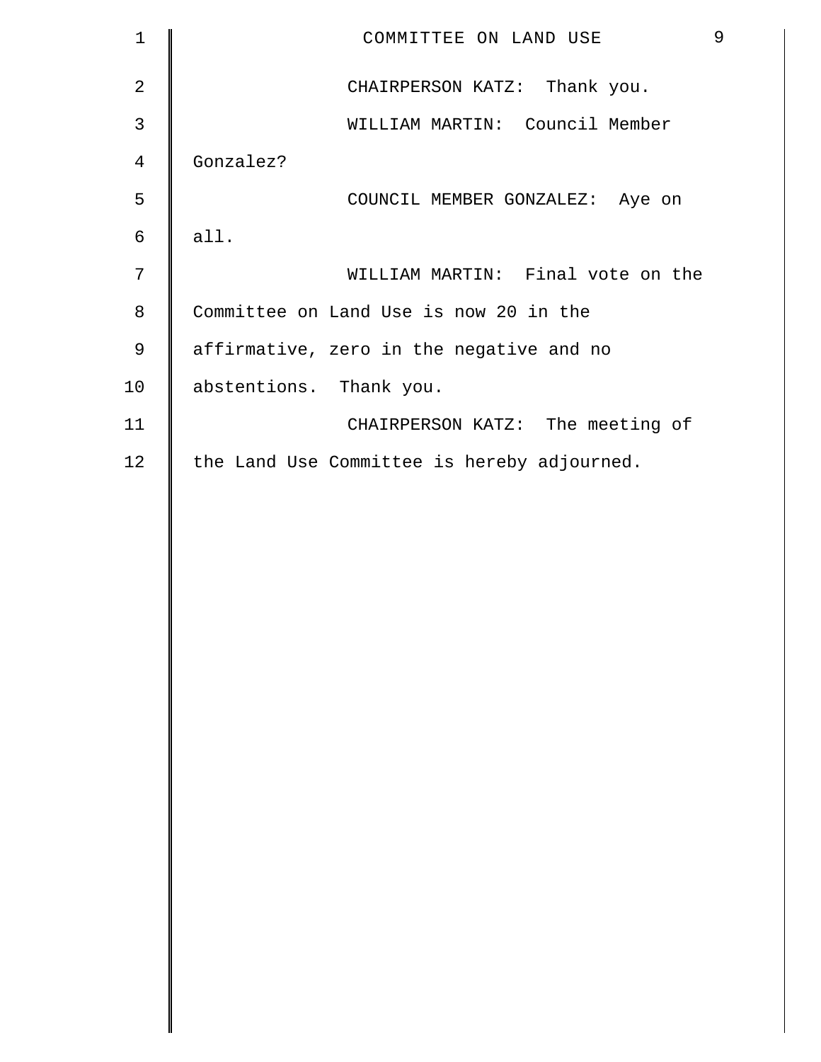CHAIRPERSON KATZ: Thank you.

WILLIAM MARTIN: Council Member Gonzalez?

COUNCIL MEMBER GONZALEZ: Aye on all.

WILLIAM MARTIN: Final vote on the Committee on Land Use is now 20 in the affirmative, zero in the negative and no abstentions. Thank you.

CHAIRPERSON KATZ: The meeting of the Land Use Committee is hereby adjourned.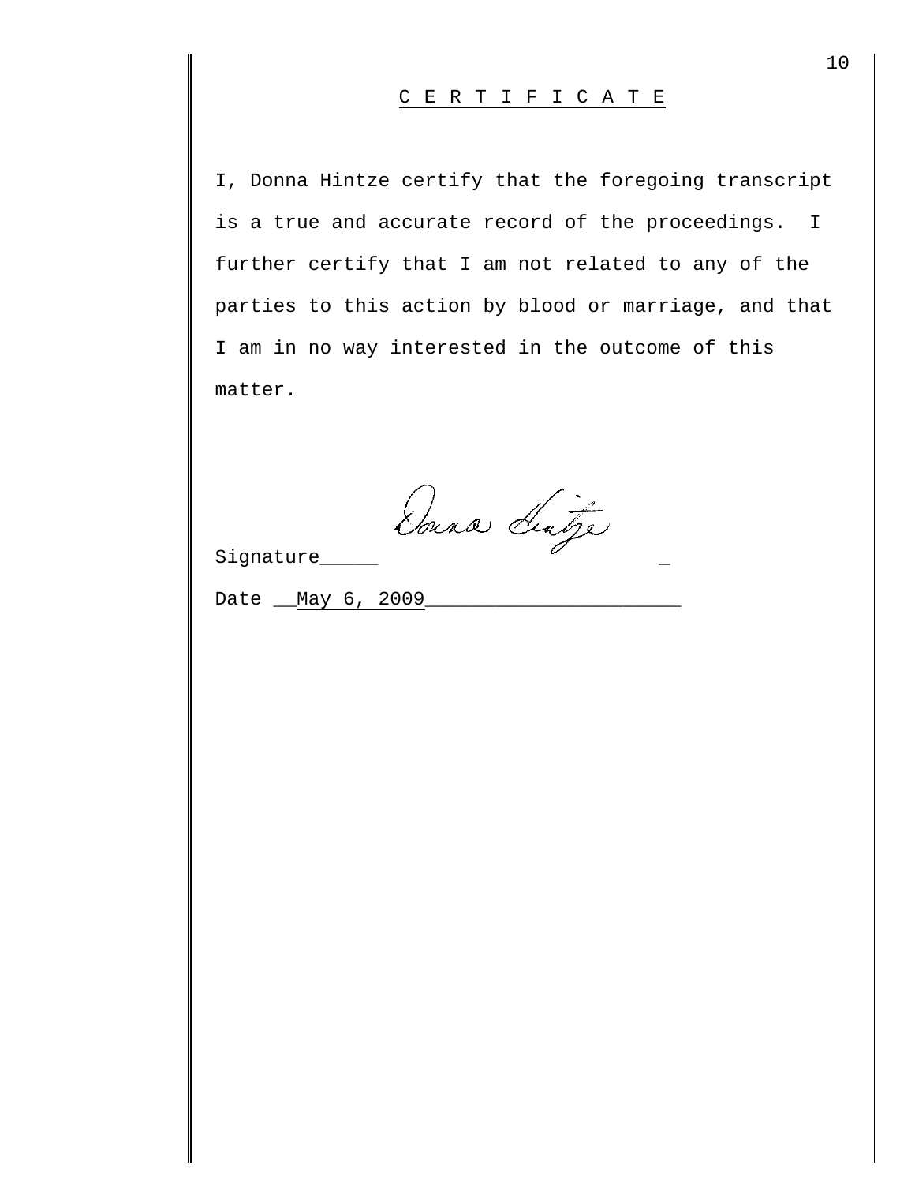# C E R T I F I C A T E

I, Donna Hintze certify that the foregoing transcript is a true and accurate record of the proceedings. I further certify that I am not related to any of the parties to this action by blood or marriage, and that I am in no way interested in the outcome of this matter.

Signature_____ Donna Hintze _

Date __May 6, 2009______________________